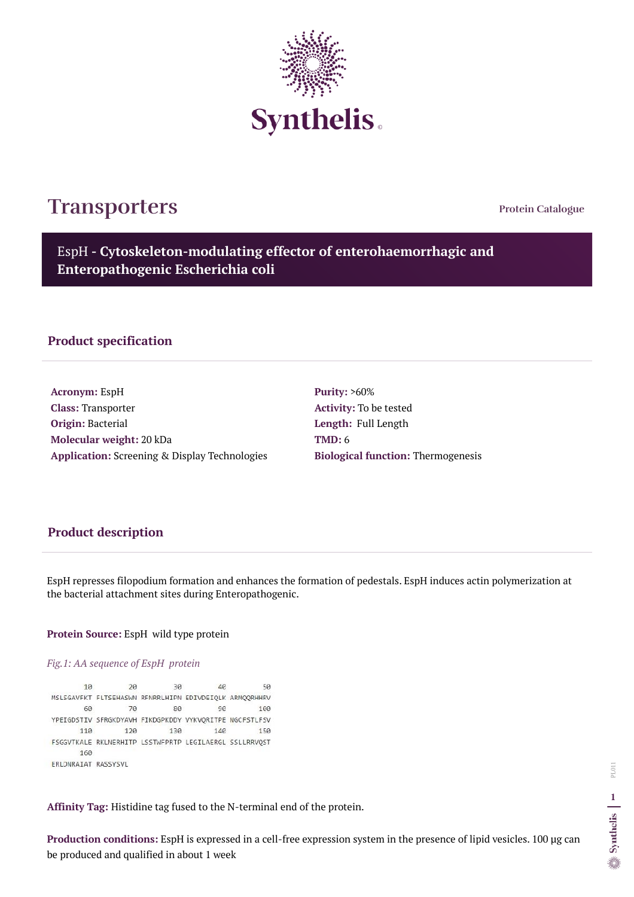Synthelis

# Transporters

Protein Catalogue

## EspH - Cytoskeleton-modulating effector of enterohaemorrhagic and Enteropathogenic Escherichia coli

### Product specification

**Acronym:** EspH
**Class:** Transporter
**Origin:** Bacterial
**Molecular weight:** 20 kDa
**Application:** Screening & Display Technologies

**Purity:** >60%
**Activity:** To be tested
**Length:** Full Length
**TMD:** 6
**Biological function:** Thermogenesis

### Product description

EspH represses filopodium formation and enhances the formation of pedestals. EspH induces actin polymerization at the bacterial attachment sites during Enteropathogenic.

**Protein Source:** EspH wild type protein

*Fig.1: AA sequence of EspH protein*

```
        10         20         30         40         50
MSLSGAVFKT FLTSEHASWN RFNRRLHIPN EDIVDEIQLK ARMQQRHHRV
        60         70         80         90        100
YPEIGDSTIV SFRGKDYAVH FIKDGPKDDY VYKVQRITPE NGCFSTLFSV
       110        120        130        140        150
FSGGVTKALE RKLNERHITP LSSTWFPRTP LEGILAERGL SSLLRRVQST
       160
ERLDNRAIAT RASSYSVL
```

**Affinity Tag:** Histidine tag fused to the N-terminal end of the protein.

**Production conditions:** EspH is expressed in a cell-free expression system in the presence of lipid vesicles. 100 µg can be produced and qualified in about 1 week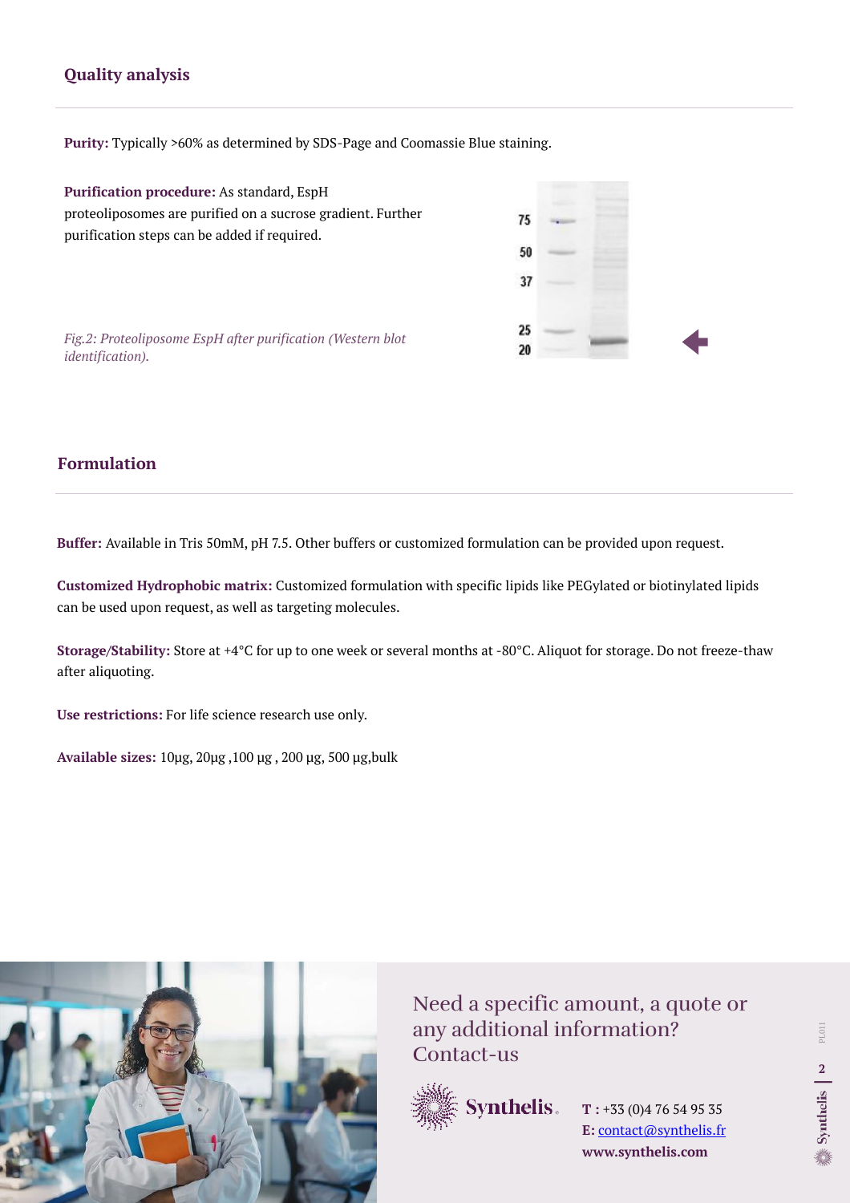## Quality analysis

**Purity:** Typically >60% as determined by SDS-Page and Coomassie Blue staining.

**Purification procedure:** As standard, EspH proteoliposomes are purified on a sucrose gradient. Further purification steps can be added if required.

75
50
37
25
20

*Fig.2: Proteoliposome EspH after purification (Western blot identification).*

## Formulation

**Buffer:** Available in Tris 50mM, pH 7.5. Other buffers or customized formulation can be provided upon request.

**Customized Hydrophobic matrix:** Customized formulation with specific lipids like PEGylated or biotinylated lipids can be used upon request, as well as targeting molecules.

**Storage/Stability:** Store at +4°C for up to one week or several months at -80°C. Aliquot for storage. Do not freeze-thaw after aliquoting.

**Use restrictions:** For life science research use only.

**Available sizes:** 10µg, 20µg ,100 µg , 200 µg, 500 µg,bulk

Need a specific amount, a quote or any additional information? Contact-us

Synthelis

**T :** +33 (0)4 76 54 95 35
**E:** contact@synthelis.fr
**www.synthelis.com**